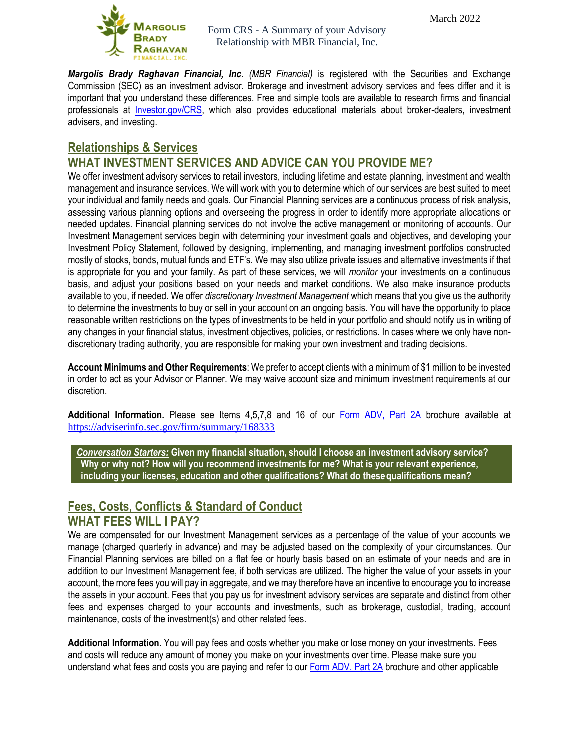March 2022

Form CRS - A Summary of your Advisory Relationship with MBR Financial, Inc.

***Margolis Brady Raghavan Financial, Inc**. (MBR Financial)* is registered with the Securities and Exchange Commission (SEC) as an investment advisor. Brokerage and investment advisory services and fees differ and it is important that you understand these differences. Free and simple tools are available to research firms and financial professionals at [Investor.gov/CRS](Investor.gov/CRS), which also provides educational materials about broker-dealers, investment advisers, and investing.

## Relationships & Services

## WHAT INVESTMENT SERVICES AND ADVICE CAN YOU PROVIDE ME?

We offer investment advisory services to retail investors, including lifetime and estate planning, investment and wealth management and insurance services. We will work with you to determine which of our services are best suited to meet your individual and family needs and goals. Our Financial Planning services are a continuous process of risk analysis, assessing various planning options and overseeing the progress in order to identify more appropriate allocations or needed updates. Financial planning services do not involve the active management or monitoring of accounts. Our Investment Management services begin with determining your investment goals and objectives, and developing your Investment Policy Statement, followed by designing, implementing, and managing investment portfolios constructed mostly of stocks, bonds, mutual funds and ETF's. We may also utilize private issues and alternative investments if that is appropriate for you and your family. As part of these services, we will *monitor* your investments on a continuous basis, and adjust your positions based on your needs and market conditions. We also make insurance products available to you, if needed. We offer *discretionary Investment Management* which means that you give us the authority to determine the investments to buy or sell in your account on an ongoing basis. You will have the opportunity to place reasonable written restrictions on the types of investments to be held in your portfolio and should notify us in writing of any changes in your financial status, investment objectives, policies, or restrictions. In cases where we only have non-discretionary trading authority, you are responsible for making your own investment and trading decisions.

**Account Minimums and Other Requirements**: We prefer to accept clients with a minimum of $1 million to be invested in order to act as your Advisor or Planner. We may waive account size and minimum investment requirements at our discretion.

**Additional Information.** Please see Items 4,5,7,8 and 16 of our Form ADV, Part 2A brochure available at https://adviserinfo.sec.gov/firm/summary/168333

> ***Conversation Starters:*** **Given my financial situation, should I choose an investment advisory service? Why or why not? How will you recommend investments for me? What is your relevant experience, including your licenses, education and other qualifications? What do these qualifications mean?**

## Fees, Costs, Conflicts & Standard of Conduct

## WHAT FEES WILL I PAY?

We are compensated for our Investment Management services as a percentage of the value of your accounts we manage (charged quarterly in advance) and may be adjusted based on the complexity of your circumstances. Our Financial Planning services are billed on a flat fee or hourly basis based on an estimate of your needs and are in addition to our Investment Management fee, if both services are utilized. The higher the value of your assets in your account, the more fees you will pay in aggregate, and we may therefore have an incentive to encourage you to increase the assets in your account. Fees that you pay us for investment advisory services are separate and distinct from other fees and expenses charged to your accounts and investments, such as brokerage, custodial, trading, account maintenance, costs of the investment(s) and other related fees.

**Additional Information.** You will pay fees and costs whether you make or lose money on your investments. Fees and costs will reduce any amount of money you make on your investments over time. Please make sure you understand what fees and costs you are paying and refer to our Form ADV, Part 2A brochure and other applicable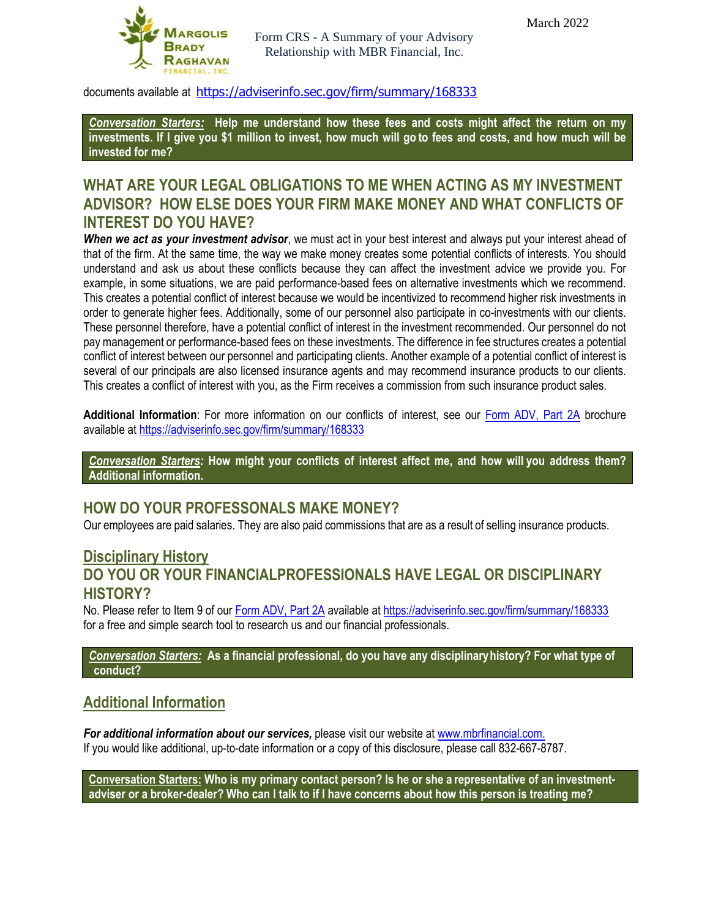documents available at https://adviserinfo.sec.gov/firm/summary/168333

***Conversation Starters:*** **Help me understand how these fees and costs might affect the return on my investments. If I give you $1 million to invest, how much will go to fees and costs, and how much will be invested for me?**

## WHAT ARE YOUR LEGAL OBLIGATIONS TO ME WHEN ACTING AS MY INVESTMENT ADVISOR? HOW ELSE DOES YOUR FIRM MAKE MONEY AND WHAT CONFLICTS OF INTEREST DO YOU HAVE?

***When we act as your investment advisor***, we must act in your best interest and always put your interest ahead of that of the firm. At the same time, the way we make money creates some potential conflicts of interests. You should understand and ask us about these conflicts because they can affect the investment advice we provide you. For example, in some situations, we are paid performance-based fees on alternative investments which we recommend. This creates a potential conflict of interest because we would be incentivized to recommend higher risk investments in order to generate higher fees. Additionally, some of our personnel also participate in co-investments with our clients. These personnel therefore, have a potential conflict of interest in the investment recommended. Our personnel do not pay management or performance-based fees on these investments. The difference in fee structures creates a potential conflict of interest between our personnel and participating clients. Another example of a potential conflict of interest is several of our principals are also licensed insurance agents and may recommend insurance products to our clients. This creates a conflict of interest with you, as the Firm receives a commission from such insurance product sales.

**Additional Information**: For more information on our conflicts of interest, see our Form ADV, Part 2A brochure available at https://adviserinfo.sec.gov/firm/summary/168333

***Conversation Starters:*** **How might your conflicts of interest affect me, and how will you address them? Additional information.**

## HOW DO YOUR PROFESSONALS MAKE MONEY?

Our employees are paid salaries. They are also paid commissions that are as a result of selling insurance products.

## Disciplinary History

## DO YOU OR YOUR FINANCIALPROFESSIONALS HAVE LEGAL OR DISCIPLINARY HISTORY?

No. Please refer to Item 9 of our Form ADV, Part 2A available at https://adviserinfo.sec.gov/firm/summary/168333 for a free and simple search tool to research us and our financial professionals.

***Conversation Starters:*** **As a financial professional, do you have any disciplinary history? For what type of conduct?**

## Additional Information

***For additional information about our services,*** please visit our website at www.mbrfinancial.com.
If you would like additional, up-to-date information or a copy of this disclosure, please call 832-667-8787.

**Conversation Starters: Who is my primary contact person? Is he or she a representative of an investment-adviser or a broker-dealer? Who can I talk to if I have concerns about how this person is treating me?**